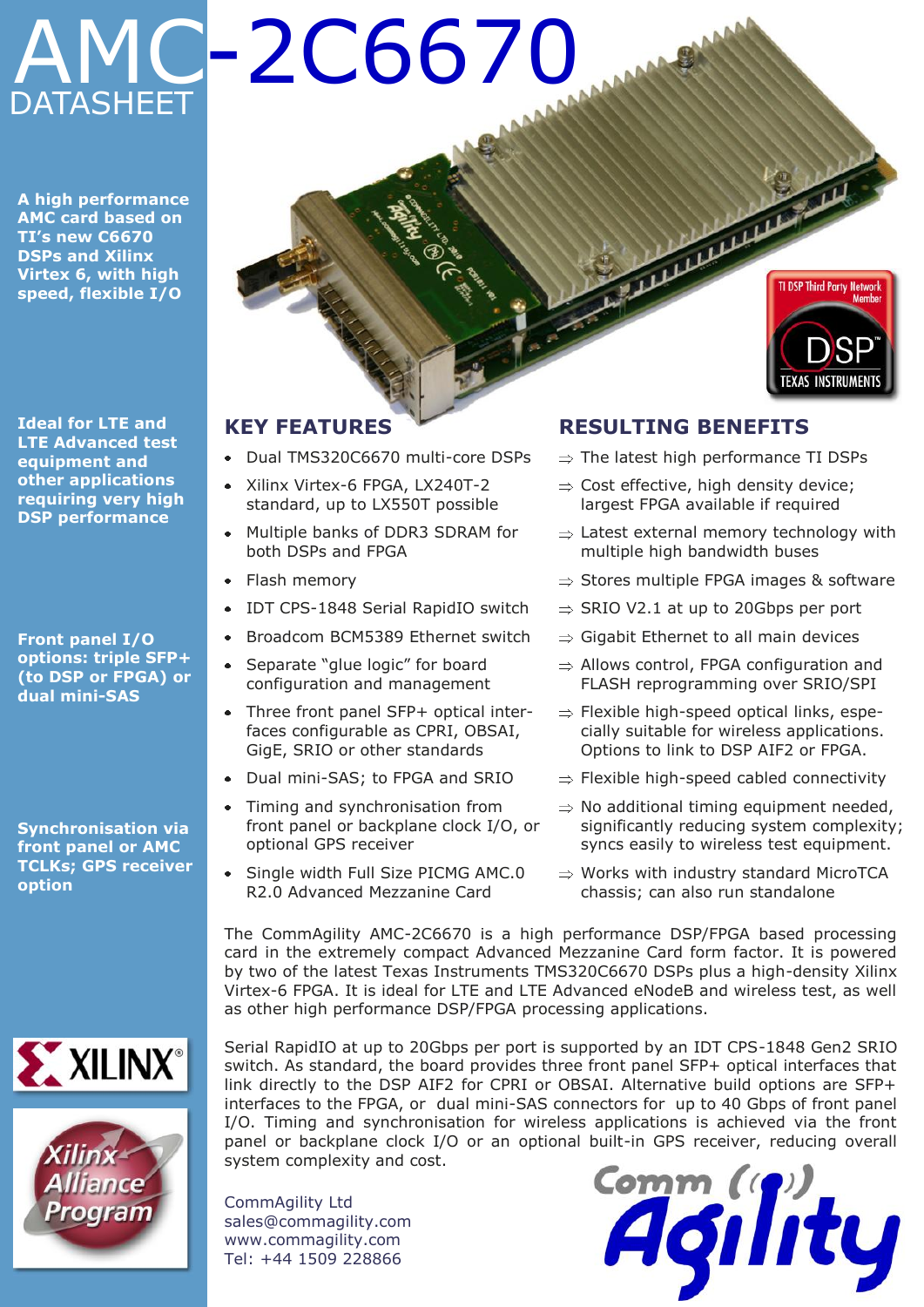# AMC-2C6670

DATASHEET

**A high performance AMC card based on TI's new C6670 DSPs and Xilinx Virtex 6, with high speed, flexible I/O**

**Ideal for LTE and LTE Advanced test equipment and other applications requiring very high DSP performance**

**Front panel I/O options: triple SFP+ (to DSP or FPGA) or dual mini-SAS**

**Synchronisation via front panel or AMC TCLKs; GPS receiver option**

## KEY FEATURES

- Dual TMS320C6670 multi-core DSPs
- Xilinx Virtex-6 FPGA, LX240T-2 standard, up to LX550T possible
- Multiple banks of DDR3 SDRAM for both DSPs and FPGA
- Flash memory
- IDT CPS-1848 Serial RapidIO switch
- Broadcom BCM5389 Ethernet switch
- Separate "glue logic" for board configuration and management
- Three front panel SFP+ optical interfaces configurable as CPRI, OBSAI, GigE, SRIO or other standards
- Dual mini-SAS; to FPGA and SRIO
- Timing and synchronisation from front panel or backplane clock I/O, or optional GPS receiver
- Single width Full Size PICMG AMC.0 R2.0 Advanced Mezzanine Card

## RESULTING BENEFITS

- ⇒ The latest high performance TI DSPs
- ⇒ Cost effective, high density device; largest FPGA available if required
- ⇒ Latest external memory technology with multiple high bandwidth buses
- ⇒ Stores multiple FPGA images & software
- ⇒ SRIO V2.1 at up to 20Gbps per port
- ⇒ Gigabit Ethernet to all main devices
- ⇒ Allows control, FPGA configuration and FLASH reprogramming over SRIO/SPI
- ⇒ Flexible high-speed optical links, especially suitable for wireless applications. Options to link to DSP AIF2 or FPGA.
- ⇒ Flexible high-speed cabled connectivity
- ⇒ No additional timing equipment needed, significantly reducing system complexity; syncs easily to wireless test equipment.
- ⇒ Works with industry standard MicroTCA chassis; can also run standalone

The CommAgility AMC-2C6670 is a high performance DSP/FPGA based processing card in the extremely compact Advanced Mezzanine Card form factor. It is powered by two of the latest Texas Instruments TMS320C6670 DSPs plus a high-density Xilinx Virtex-6 FPGA. It is ideal for LTE and LTE Advanced eNodeB and wireless test, as well as other high performance DSP/FPGA processing applications.

Serial RapidIO at up to 20Gbps per port is supported by an IDT CPS-1848 Gen2 SRIO switch. As standard, the board provides three front panel SFP+ optical interfaces that link directly to the DSP AIF2 for CPRI or OBSAI. Alternative build options are SFP+ interfaces to the FPGA, or dual mini-SAS connectors for up to 40 Gbps of front panel I/O. Timing and synchronisation for wireless applications is achieved via the front panel or backplane clock I/O or an optional built-in GPS receiver, reducing overall system complexity and cost.

CommAgility Ltd
sales@commagility.com
www.commagility.com
Tel: +44 1509 228866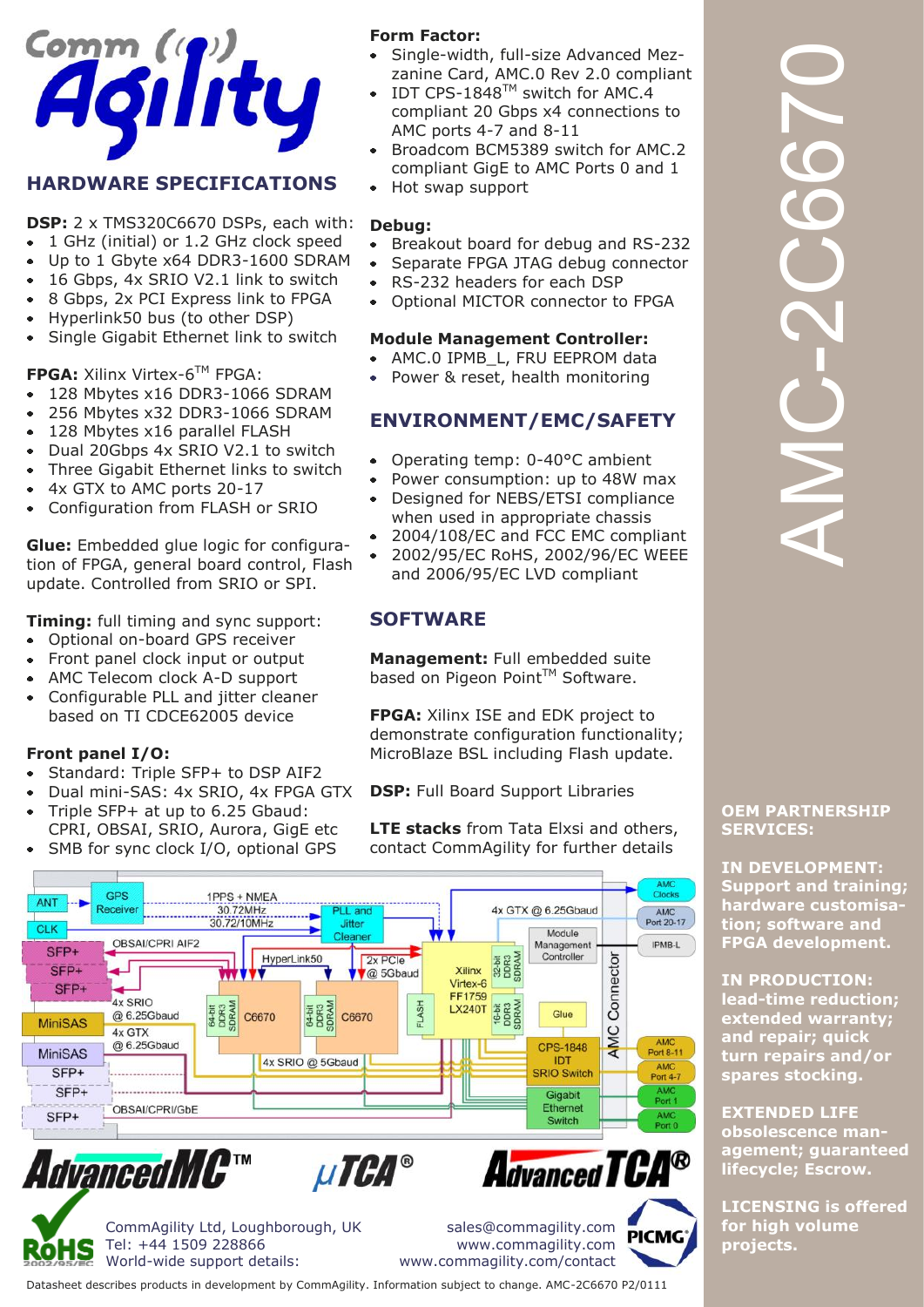# HARDWARE SPECIFICATIONS

**DSP:** 2 x TMS320C6670 DSPs, each with:

- 1 GHz (initial) or 1.2 GHz clock speed
- Up to 1 Gbyte x64 DDR3-1600 SDRAM
- 16 Gbps, 4x SRIO V2.1 link to switch
- 8 Gbps, 2x PCI Express link to FPGA
- Hyperlink50 bus (to other DSP)
- Single Gigabit Ethernet link to switch

**FPGA:** Xilinx Virtex-6™ FPGA:

- 128 Mbytes x16 DDR3-1066 SDRAM
- 256 Mbytes x32 DDR3-1066 SDRAM
- 128 Mbytes x16 parallel FLASH
- Dual 20Gbps 4x SRIO V2.1 to switch
- Three Gigabit Ethernet links to switch
- 4x GTX to AMC ports 20-17
- Configuration from FLASH or SRIO

**Glue:** Embedded glue logic for configuration of FPGA, general board control, Flash update. Controlled from SRIO or SPI.

**Timing:** full timing and sync support:

- Optional on-board GPS receiver
- Front panel clock input or output
- AMC Telecom clock A-D support
- Configurable PLL and jitter cleaner based on TI CDCE62005 device

**Front panel I/O:**

- Standard: Triple SFP+ to DSP AIF2
- Dual mini-SAS: 4x SRIO, 4x FPGA GTX
- Triple SFP+ at up to 6.25 Gbaud: CPRI, OBSAI, SRIO, Aurora, GigE etc
- SMB for sync clock I/O, optional GPS

**Form Factor:**

- Single-width, full-size Advanced Mezzanine Card, AMC.0 Rev 2.0 compliant
- IDT CPS-1848™ switch for AMC.4 compliant 20 Gbps x4 connections to AMC ports 4-7 and 8-11
- Broadcom BCM5389 switch for AMC.2 compliant GigE to AMC Ports 0 and 1
- Hot swap support

**Debug:**

- Breakout board for debug and RS-232
- Separate FPGA JTAG debug connector
- RS-232 headers for each DSP
- Optional MICTOR connector to FPGA

**Module Management Controller:**

- AMC.0 IPMB_L, FRU EEPROM data
- Power & reset, health monitoring

## ENVIRONMENT/EMC/SAFETY

- Operating temp: 0-40°C ambient
- Power consumption: up to 48W max
- Designed for NEBS/ETSI compliance when used in appropriate chassis
- 2004/108/EC and FCC EMC compliant
- 2002/95/EC RoHS, 2002/96/EC WEEE and 2006/95/EC LVD compliant

## SOFTWARE

**Management:** Full embedded suite based on Pigeon Point™ Software.

**FPGA:** Xilinx ISE and EDK project to demonstrate configuration functionality; MicroBlaze BSL including Flash update.

**DSP:** Full Board Support Libraries

**LTE stacks** from Tata Elxsi and others, contact CommAgility for further details

# AMC-2C6670

**OEM PARTNERSHIP SERVICES:**

**IN DEVELOPMENT:** Support and training; hardware customisation; software and FPGA development.

**IN PRODUCTION:** lead-time reduction; extended warranty; and repair; quick turn repairs and/or spares stocking.

**EXTENDED LIFE** obsolescence management; guaranteed lifecycle; Escrow.

**LICENSING is offered** for high volume projects.

ANT
GPS Receiver
1PPS + NMEA
30.72MHz
30.72/10MHz
CLK
PLL and Jitter Cleaner
AMC Clocks
4x GTX @ 6.25Gbaud
AMC Port 20-17
OBSAI/CPRI AIF2
Module Management Controller
IPMB-L
SFP+
SFP+
SFP+
HyperLink50
2x PCIe @ 5Gbaud
Xilinx Virtex-6 FF1759 LX240T
32-bit DDR3 SDRAM
4x SRIO @ 6.25Gbaud
MiniSAS
64-bit DDR3 SDRAM
C6670
64-bit DDR3 SDRAM
C6670
FLASH
16-bit DDR3 SDRAM
Glue
AMC Connector
4x GTX @ 6.25Gbaud
MiniSAS
4x SRIO @ 5Gbaud
CPS-1848 IDT SRIO Switch
AMC Port 8-11
AMC Port 4-7
SFP+
SFP+
SFP+
OBSAI/CPRI/GbE
Gigabit Ethernet Switch
AMC Port 1
AMC Port 0

CommAgility Ltd, Loughborough, UK
Tel: +44 1509 228866
World-wide support details:

sales@commagility.com
www.commagility.com
www.commagility.com/contact

Datasheet describes products in development by CommAgility. Information subject to change. AMC-2C6670 P2/0111